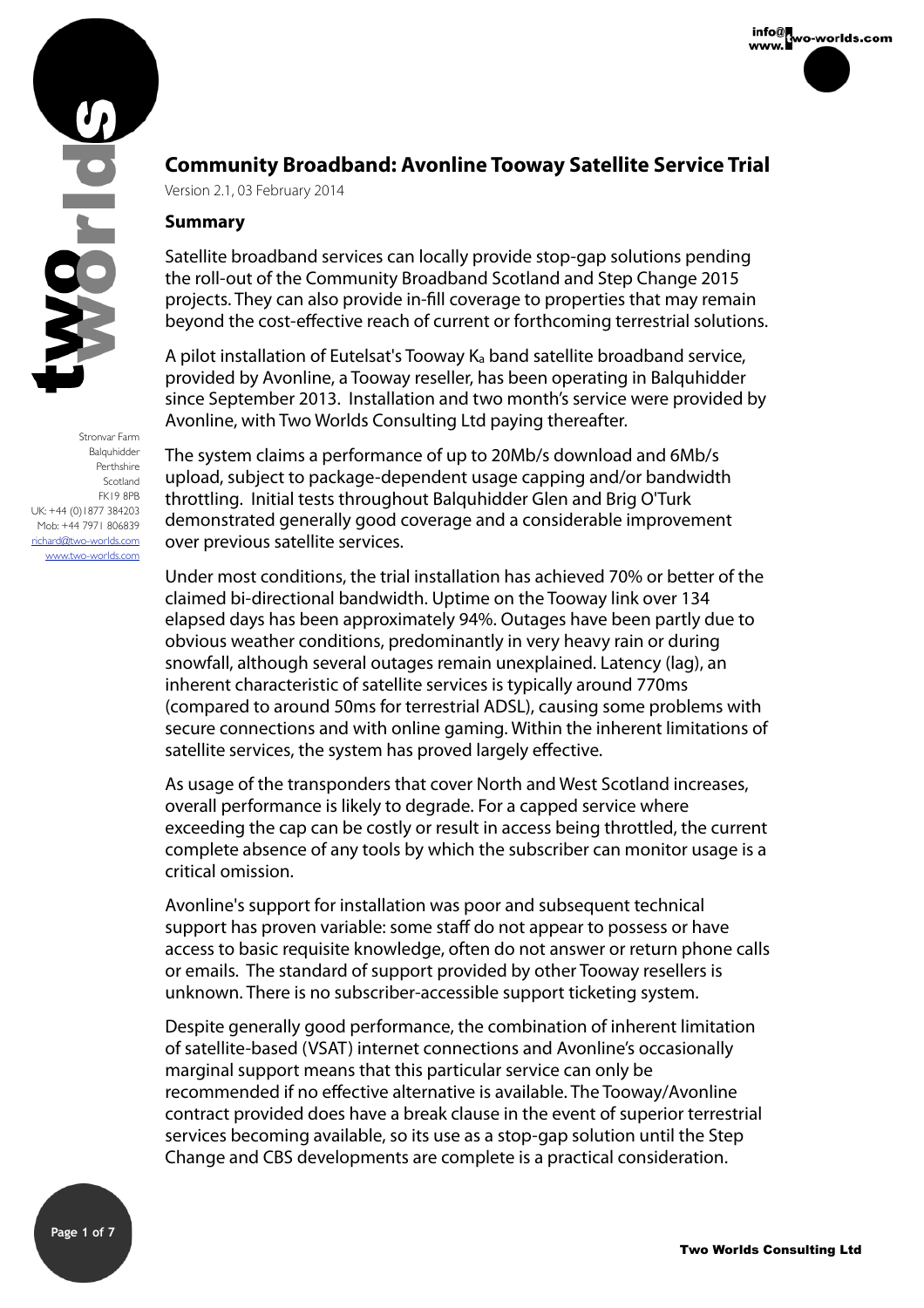# Community Broadband: Avonline Tooway Satellite Service Trial

Version 2.1, 03 February 2014

Stronvar Farm
Balquhidder
Perthshire
Scotland
FK19 8PB
UK: +44 (0)1877 384203
Mob: +44 7971 806839
richard@two-worlds.com
www.two-worlds.com

## Summary

Satellite broadband services can locally provide stop-gap solutions pending the roll-out of the Community Broadband Scotland and Step Change 2015 projects. They can also provide in-fill coverage to properties that may remain beyond the cost-effective reach of current or forthcoming terrestrial solutions.

A pilot installation of Eutelsat's Tooway $K_a$ band satellite broadband service, provided by Avonline, a Tooway reseller, has been operating in Balquhidder since September 2013. Installation and two month's service were provided by Avonline, with Two Worlds Consulting Ltd paying thereafter.

The system claims a performance of up to 20Mb/s download and 6Mb/s upload, subject to package-dependent usage capping and/or bandwidth throttling. Initial tests throughout Balquhidder Glen and Brig O'Turk demonstrated generally good coverage and a considerable improvement over previous satellite services.

Under most conditions, the trial installation has achieved 70% or better of the claimed bi-directional bandwidth. Uptime on the Tooway link over 134 elapsed days has been approximately 94%. Outages have been partly due to obvious weather conditions, predominantly in very heavy rain or during snowfall, although several outages remain unexplained. Latency (lag), an inherent characteristic of satellite services is typically around 770ms (compared to around 50ms for terrestrial ADSL), causing some problems with secure connections and with online gaming. Within the inherent limitations of satellite services, the system has proved largely effective.

As usage of the transponders that cover North and West Scotland increases, overall performance is likely to degrade. For a capped service where exceeding the cap can be costly or result in access being throttled, the current complete absence of any tools by which the subscriber can monitor usage is a critical omission.

Avonline's support for installation was poor and subsequent technical support has proven variable: some staff do not appear to possess or have access to basic requisite knowledge, often do not answer or return phone calls or emails. The standard of support provided by other Tooway resellers is unknown. There is no subscriber-accessible support ticketing system.

Despite generally good performance, the combination of inherent limitation of satellite-based (VSAT) internet connections and Avonline's occasionally marginal support means that this particular service can only be recommended if no effective alternative is available. The Tooway/Avonline contract provided does have a break clause in the event of superior terrestrial services becoming available, so its use as a stop-gap solution until the Step Change and CBS developments are complete is a practical consideration.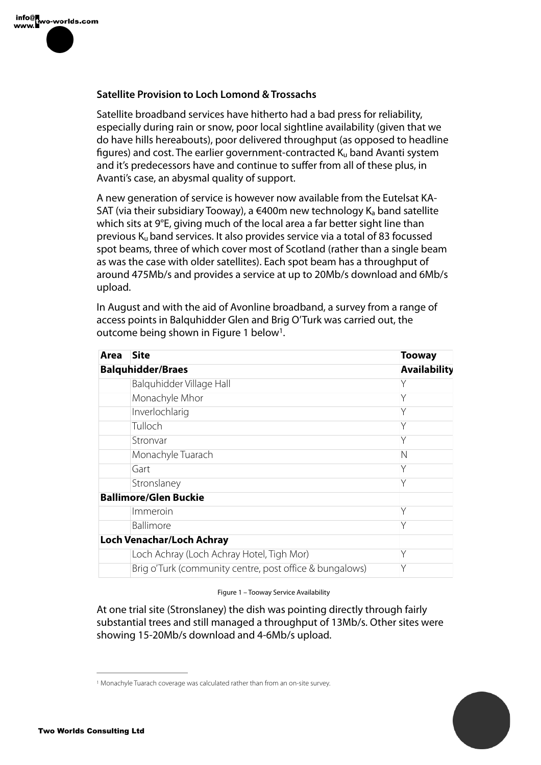**Satellite Provision to Loch Lomond & Trossachs**

Satellite broadband services have hitherto had a bad press for reliability, especially during rain or snow, poor local sightline availability (given that we do have hills hereabouts), poor delivered throughput (as opposed to headline figures) and cost. The earlier government-contracted $K_u$ band Avanti system and it's predecessors have and continue to suffer from all of these plus, in Avanti's case, an abysmal quality of support.

A new generation of service is however now available from the Eutelsat KA-SAT (via their subsidiary Tooway), a €400m new technology $K_a$ band satellite which sits at 9°E, giving much of the local area a far better sight line than previous $K_u$ band services. It also provides service via a total of 83 focussed spot beams, three of which cover most of Scotland (rather than a single beam as was the case with older satellites). Each spot beam has a throughput of around 475Mb/s and provides a service at up to 20Mb/s download and 6Mb/s upload.

In August and with the aid of Avonline broadband, a survey from a range of access points in Balquhidder Glen and Brig O'Turk was carried out, the outcome being shown in Figure 1 below[1].

| Area | Site | Tooway Availability |
|---|---|---|
| **Balquhidder/Braes** | | |
| | Balquhidder Village Hall | Y |
| | Monachyle Mhor | Y |
| | Inverlochlarig | Y |
| | Tulloch | Y |
| | Stronvar | Y |
| | Monachyle Tuarach | N |
| | Gart | Y |
| | Stronslaney | Y |
| **Ballimore/Glen Buckie** | | |
| | Immeroin | Y |
| | Ballimore | Y |
| **Loch Venachar/Loch Achray** | | |
| | Loch Achray (Loch Achray Hotel, Tigh Mor) | Y |
| | Brig o'Turk (community centre, post office & bungalows) | Y |

Figure 1 – Tooway Service Availability

At one trial site (Stronslaney) the dish was pointing directly through fairly substantial trees and still managed a throughput of 13Mb/s. Other sites were showing 15-20Mb/s download and 4-6Mb/s upload.

[1] Monachyle Tuarach coverage was calculated rather than from an on-site survey.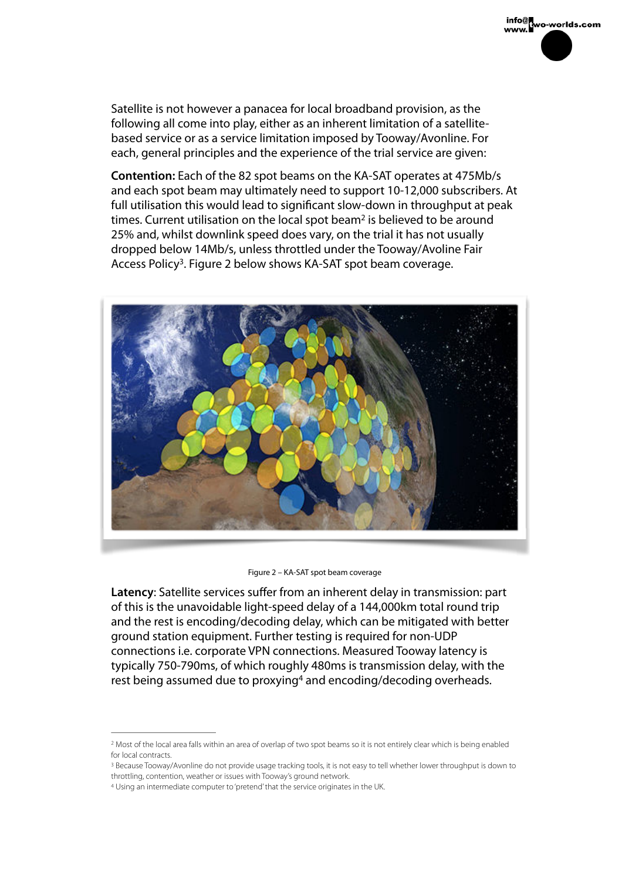Satellite is not however a panacea for local broadband provision, as the following all come into play, either as an inherent limitation of a satellite-based service or as a service limitation imposed by Tooway/Avonline. For each, general principles and the experience of the trial service are given:

**Contention:** Each of the 82 spot beams on the KA-SAT operates at 475Mb/s and each spot beam may ultimately need to support 10-12,000 subscribers. At full utilisation this would lead to significant slow-down in throughput at peak times. Current utilisation on the local spot beam[2] is believed to be around 25% and, whilst downlink speed does vary, on the trial it has not usually dropped below 14Mb/s, unless throttled under the Tooway/Avoline Fair Access Policy[3]. Figure 2 below shows KA-SAT spot beam coverage.

Figure 2 – KA-SAT spot beam coverage

**Latency**: Satellite services suffer from an inherent delay in transmission: part of this is the unavoidable light-speed delay of a 144,000km total round trip and the rest is encoding/decoding delay, which can be mitigated with better ground station equipment. Further testing is required for non-UDP connections i.e. corporate VPN connections. Measured Tooway latency is typically 750-790ms, of which roughly 480ms is transmission delay, with the rest being assumed due to proxying[4] and encoding/decoding overheads.

---

[2] Most of the local area falls within an area of overlap of two spot beams so it is not entirely clear which is being enabled for local contracts.

[3] Because Tooway/Avonline do not provide usage tracking tools, it is not easy to tell whether lower throughput is down to throttling, contention, weather or issues with Tooway's ground network.

[4] Using an intermediate computer to 'pretend' that the service originates in the UK.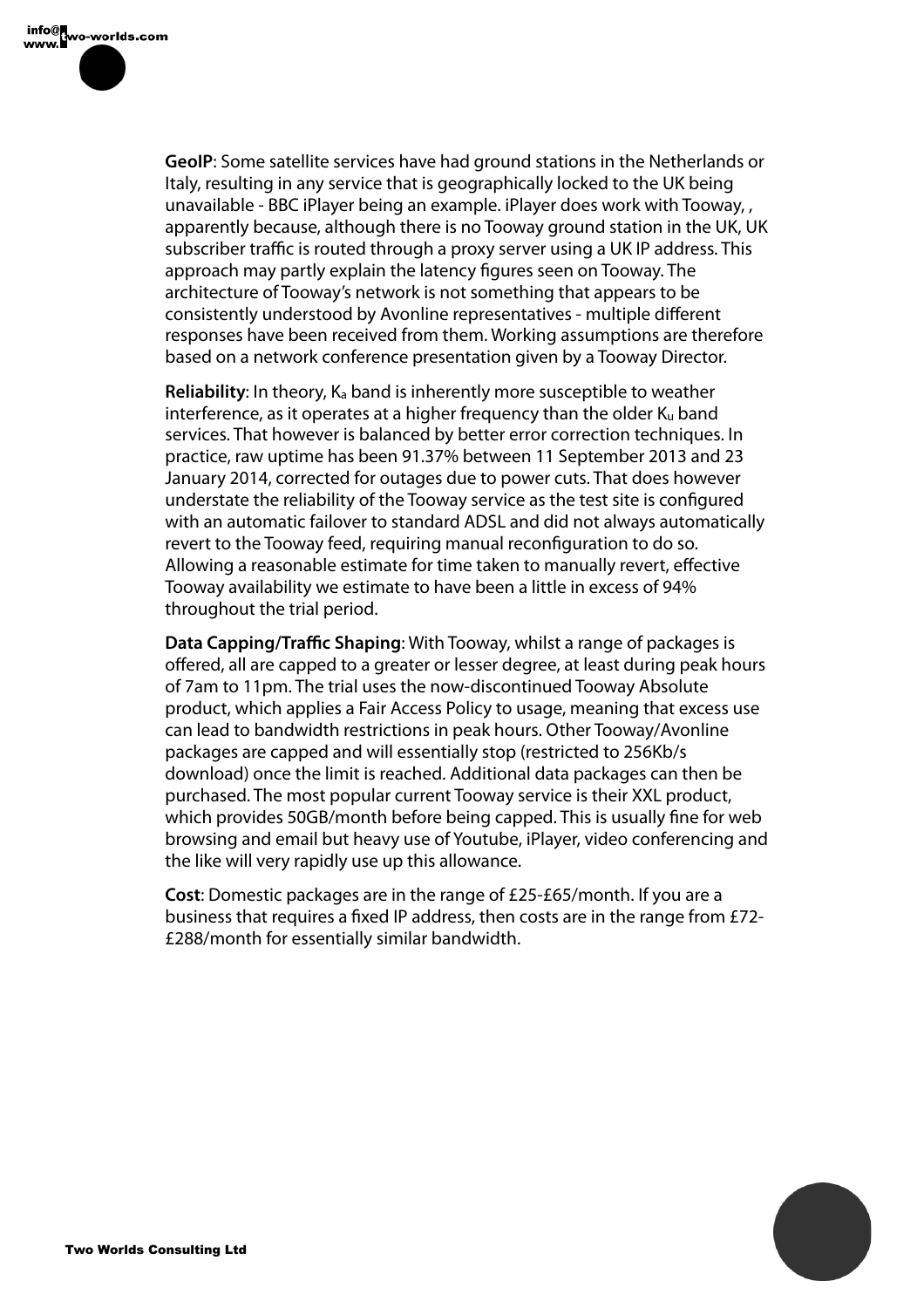**GeoIP**: Some satellite services have had ground stations in the Netherlands or Italy, resulting in any service that is geographically locked to the UK being unavailable - BBC iPlayer being an example. iPlayer does work with Tooway, , apparently because, although there is no Tooway ground station in the UK, UK subscriber traffic is routed through a proxy server using a UK IP address. This approach may partly explain the latency figures seen on Tooway. The architecture of Tooway's network is not something that appears to be consistently understood by Avonline representatives - multiple different responses have been received from them. Working assumptions are therefore based on a network conference presentation given by a Tooway Director.

**Reliability**: In theory, $K_a$ band is inherently more susceptible to weather interference, as it operates at a higher frequency than the older $K_u$ band services. That however is balanced by better error correction techniques. In practice, raw uptime has been 91.37% between 11 September 2013 and 23 January 2014, corrected for outages due to power cuts. That does however understate the reliability of the Tooway service as the test site is configured with an automatic failover to standard ADSL and did not always automatically revert to the Tooway feed, requiring manual reconfiguration to do so. Allowing a reasonable estimate for time taken to manually revert, effective Tooway availability we estimate to have been a little in excess of 94% throughout the trial period.

**Data Capping/Traffic Shaping**: With Tooway, whilst a range of packages is offered, all are capped to a greater or lesser degree, at least during peak hours of 7am to 11pm. The trial uses the now-discontinued Tooway Absolute product, which applies a Fair Access Policy to usage, meaning that excess use can lead to bandwidth restrictions in peak hours. Other Tooway/Avonline packages are capped and will essentially stop (restricted to 256Kb/s download) once the limit is reached. Additional data packages can then be purchased. The most popular current Tooway service is their XXL product, which provides 50GB/month before being capped. This is usually fine for web browsing and email but heavy use of Youtube, iPlayer, video conferencing and the like will very rapidly use up this allowance.

**Cost**: Domestic packages are in the range of £25-£65/month. If you are a business that requires a fixed IP address, then costs are in the range from £72-£288/month for essentially similar bandwidth.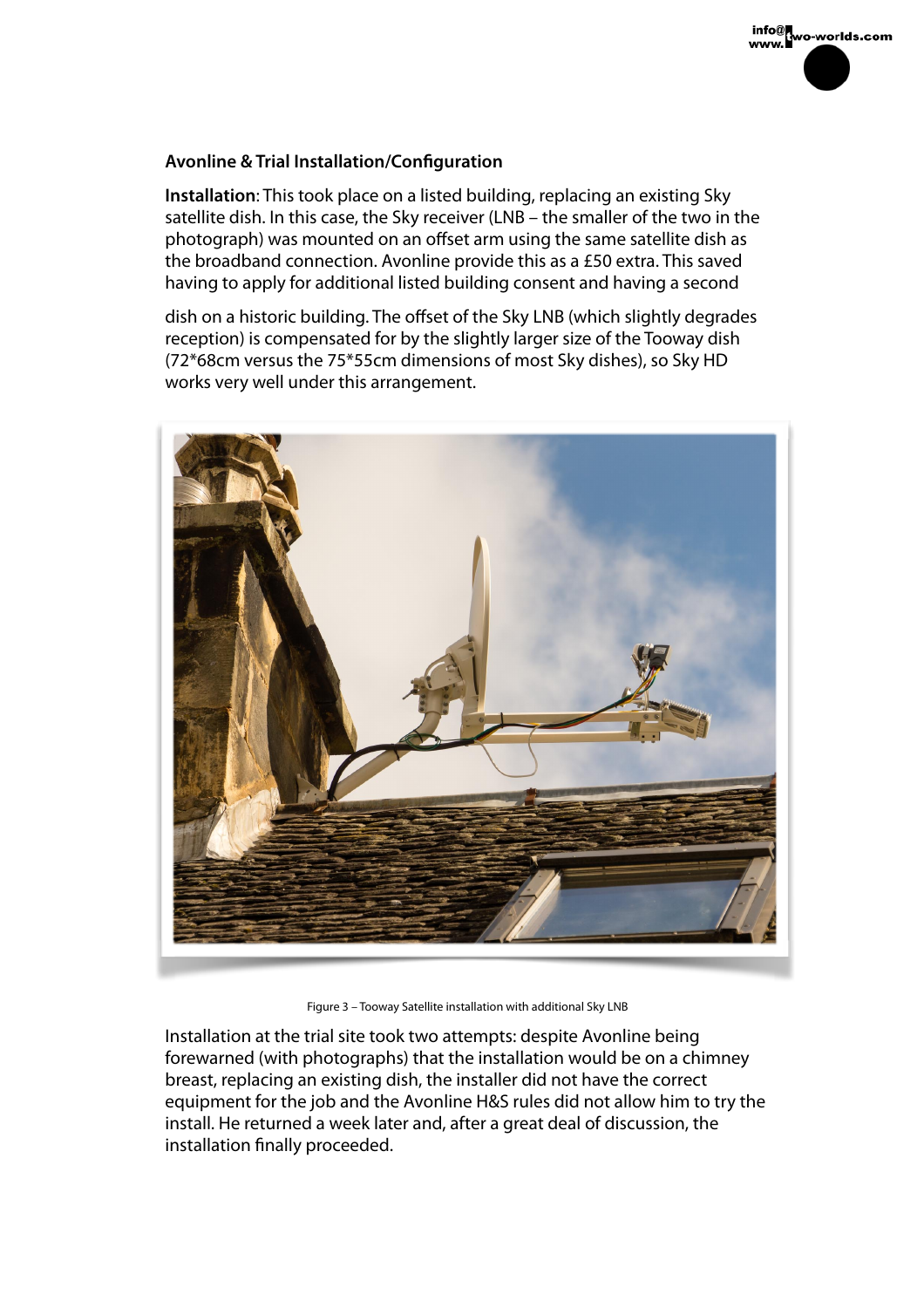### Avonline & Trial Installation/Configuration

**Installation**: This took place on a listed building, replacing an existing Sky satellite dish. In this case, the Sky receiver (LNB – the smaller of the two in the photograph) was mounted on an offset arm using the same satellite dish as the broadband connection. Avonline provide this as a £50 extra. This saved having to apply for additional listed building consent and having a second dish on a historic building. The offset of the Sky LNB (which slightly degrades reception) is compensated for by the slightly larger size of the Tooway dish (72*68cm versus the 75*55cm dimensions of most Sky dishes), so Sky HD works very well under this arrangement.

Figure 3 – Tooway Satellite installation with additional Sky LNB

Installation at the trial site took two attempts: despite Avonline being forewarned (with photographs) that the installation would be on a chimney breast, replacing an existing dish, the installer did not have the correct equipment for the job and the Avonline H&S rules did not allow him to try the install. He returned a week later and, after a great deal of discussion, the installation finally proceeded.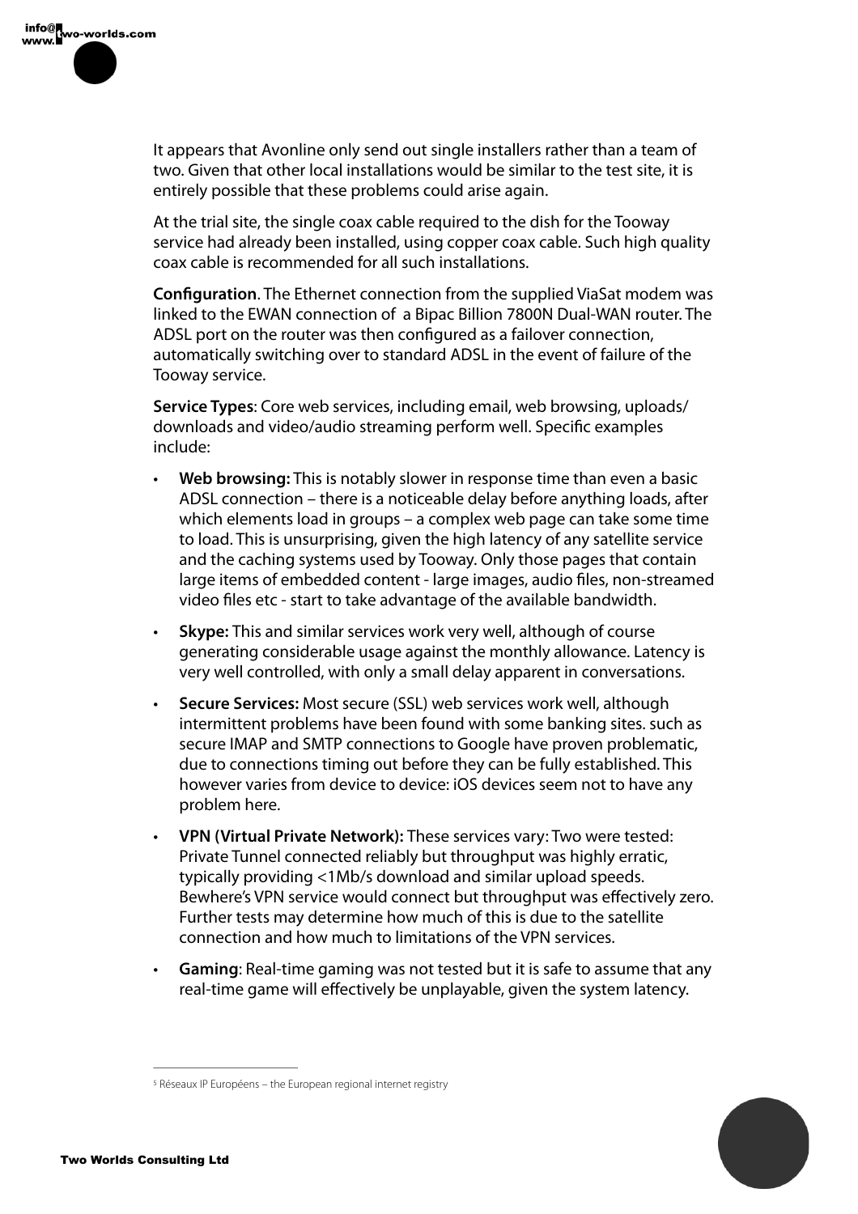It appears that Avonline only send out single installers rather than a team of two. Given that other local installations would be similar to the test site, it is entirely possible that these problems could arise again.

At the trial site, the single coax cable required to the dish for the Tooway service had already been installed, using copper coax cable. Such high quality coax cable is recommended for all such installations.

**Configuration**. The Ethernet connection from the supplied ViaSat modem was linked to the EWAN connection of  a Bipac Billion 7800N Dual-WAN router. The ADSL port on the router was then configured as a failover connection, automatically switching over to standard ADSL in the event of failure of the Tooway service.

**Service Types**: Core web services, including email, web browsing, uploads/downloads and video/audio streaming perform well. Specific examples include:

- **Web browsing:** This is notably slower in response time than even a basic ADSL connection – there is a noticeable delay before anything loads, after which elements load in groups – a complex web page can take some time to load. This is unsurprising, given the high latency of any satellite service and the caching systems used by Tooway. Only those pages that contain large items of embedded content - large images, audio files, non-streamed video files etc - start to take advantage of the available bandwidth.
- **Skype:** This and similar services work very well, although of course generating considerable usage against the monthly allowance. Latency is very well controlled, with only a small delay apparent in conversations.
- **Secure Services:** Most secure (SSL) web services work well, although intermittent problems have been found with some banking sites. such as secure IMAP and SMTP connections to Google have proven problematic, due to connections timing out before they can be fully established. This however varies from device to device: iOS devices seem not to have any problem here.
- **VPN (Virtual Private Network):** These services vary: Two were tested: Private Tunnel connected reliably but throughput was highly erratic, typically providing <1Mb/s download and similar upload speeds. Bewhere's VPN service would connect but throughput was effectively zero. Further tests may determine how much of this is due to the satellite connection and how much to limitations of the VPN services.
- **Gaming**: Real-time gaming was not tested but it is safe to assume that any real-time game will effectively be unplayable, given the system latency.

[5] Réseaux IP Européens – the European regional internet registry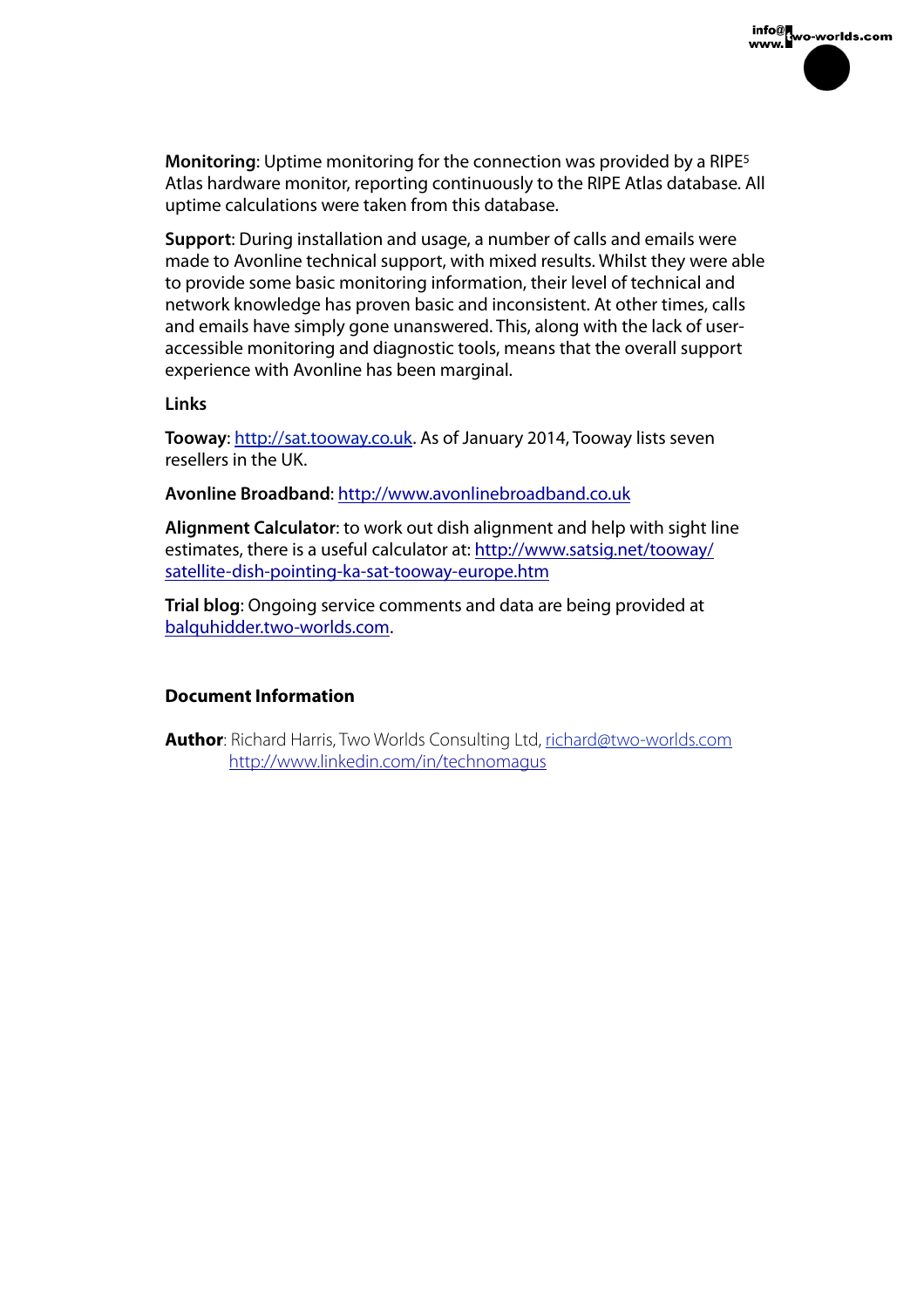**Monitoring**: Uptime monitoring for the connection was provided by a RIPE[5] Atlas hardware monitor, reporting continuously to the RIPE Atlas database. All uptime calculations were taken from this database.

**Support**: During installation and usage, a number of calls and emails were made to Avonline technical support, with mixed results. Whilst they were able to provide some basic monitoring information, their level of technical and network knowledge has proven basic and inconsistent. At other times, calls and emails have simply gone unanswered. This, along with the lack of user-accessible monitoring and diagnostic tools, means that the overall support experience with Avonline has been marginal.

**Links**

**Tooway**: http://sat.tooway.co.uk. As of January 2014, Tooway lists seven resellers in the UK.

**Avonline Broadband**: http://www.avonlinebroadband.co.uk

**Alignment Calculator**: to work out dish alignment and help with sight line estimates, there is a useful calculator at: http://www.satsig.net/tooway/satellite-dish-pointing-ka-sat-tooway-europe.htm

**Trial blog**: Ongoing service comments and data are being provided at balquhidder.two-worlds.com.

## Document Information

**Author**: Richard Harris, Two Worlds Consulting Ltd, richard@two-worlds.com
http://www.linkedin.com/in/technomagus